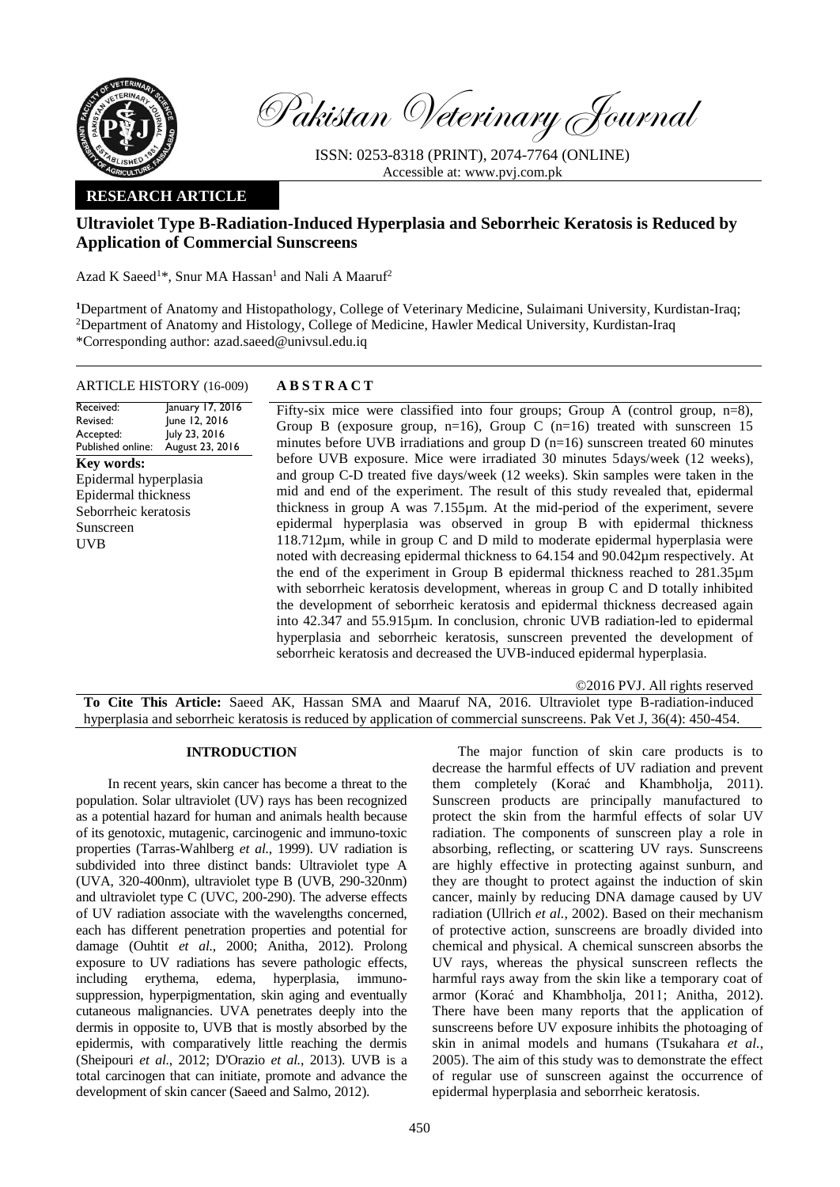# Ultraviolet Type B-Radiation-Induced Hyperplasia and Seborrheic Keratosis is Reduced by Application of Commercial Sunscreens

**RESEARCH ARTICLE**

Azad K Saeed[1]*, Snur MA Hassan[1] and Nali A Maaruf[2]

[1]Department of Anatomy and Histopathology, College of Veterinary Medicine, Sulaimani University, Kurdistan-Iraq;
[2]Department of Anatomy and Histology, College of Medicine, Hawler Medical University, Kurdistan-Iraq
*Corresponding author: azad.saeed@univsul.edu.iq

**ARTICLE HISTORY (16-009)**

| | |
|---|---|
| Received: | January 17, 2016 |
| Revised: | June 12, 2016 |
| Accepted: | July 23, 2016 |
| Published online: | August 23, 2016 |

**Key words:**
Epidermal hyperplasia
Epidermal thickness
Seborrheic keratosis
Sunscreen
UVB

## A B S T R A C T

Fifty-six mice were classified into four groups; Group A (control group, n=8), Group B (exposure group, n=16), Group C (n=16) treated with sunscreen 15 minutes before UVB irradiations and group D (n=16) sunscreen treated 60 minutes before UVB exposure. Mice were irradiated 30 minutes 5days/week (12 weeks), and group C-D treated five days/week (12 weeks). Skin samples were taken in the mid and end of the experiment. The result of this study revealed that, epidermal thickness in group A was 7.155µm. At the mid-period of the experiment, severe epidermal hyperplasia was observed in group B with epidermal thickness 118.712µm, while in group C and D mild to moderate epidermal hyperplasia were noted with decreasing epidermal thickness to 64.154 and 90.042µm respectively. At the end of the experiment in Group B epidermal thickness reached to 281.35µm with seborrheic keratosis development, whereas in group C and D totally inhibited the development of seborrheic keratosis and epidermal thickness decreased again into 42.347 and 55.915µm. In conclusion, chronic UVB radiation-led to epidermal hyperplasia and seborrheic keratosis, sunscreen prevented the development of seborrheic keratosis and decreased the UVB-induced epidermal hyperplasia.

©2016 PVJ. All rights reserved

**To Cite This Article:** Saeed AK, Hassan SMA and Maaruf NA, 2016. Ultraviolet type B-radiation-induced hyperplasia and seborrheic keratosis is reduced by application of commercial sunscreens. Pak Vet J, 36(4): 450-454.

## INTRODUCTION

In recent years, skin cancer has become a threat to the population. Solar ultraviolet (UV) rays has been recognized as a potential hazard for human and animals health because of its genotoxic, mutagenic, carcinogenic and immuno-toxic properties (Tarras-Wahlberg *et al.*, 1999). UV radiation is subdivided into three distinct bands: Ultraviolet type A (UVA, 320-400nm), ultraviolet type B (UVB, 290-320nm) and ultraviolet type C (UVC, 200-290). The adverse effects of UV radiation associate with the wavelengths concerned, each has different penetration properties and potential for damage (Ouhtit *et al.*, 2000; Anitha, 2012). Prolong exposure to UV radiations has severe pathologic effects, including erythema, edema, hyperplasia, immuno-suppression, hyperpigmentation, skin aging and eventually cutaneous malignancies. UVA penetrates deeply into the dermis in opposite to, UVB that is mostly absorbed by the epidermis, with comparatively little reaching the dermis (Sheipouri *et al.*, 2012; D'Orazio *et al.*, 2013). UVB is a total carcinogen that can initiate, promote and advance the development of skin cancer (Saeed and Salmo, 2012).

The major function of skin care products is to decrease the harmful effects of UV radiation and prevent them completely (Korać and Khambholja, 2011). Sunscreen products are principally manufactured to protect the skin from the harmful effects of solar UV radiation. The components of sunscreen play a role in absorbing, reflecting, or scattering UV rays. Sunscreens are highly effective in protecting against sunburn, and they are thought to protect against the induction of skin cancer, mainly by reducing DNA damage caused by UV radiation (Ullrich *et al.*, 2002). Based on their mechanism of protective action, sunscreens are broadly divided into chemical and physical. A chemical sunscreen absorbs the UV rays, whereas the physical sunscreen reflects the harmful rays away from the skin like a temporary coat of armor (Korać and Khambholja, 2011; Anitha, 2012). There have been many reports that the application of sunscreens before UV exposure inhibits the photoaging of skin in animal models and humans (Tsukahara *et al.*, 2005). The aim of this study was to demonstrate the effect of regular use of sunscreen against the occurrence of epidermal hyperplasia and seborrheic keratosis.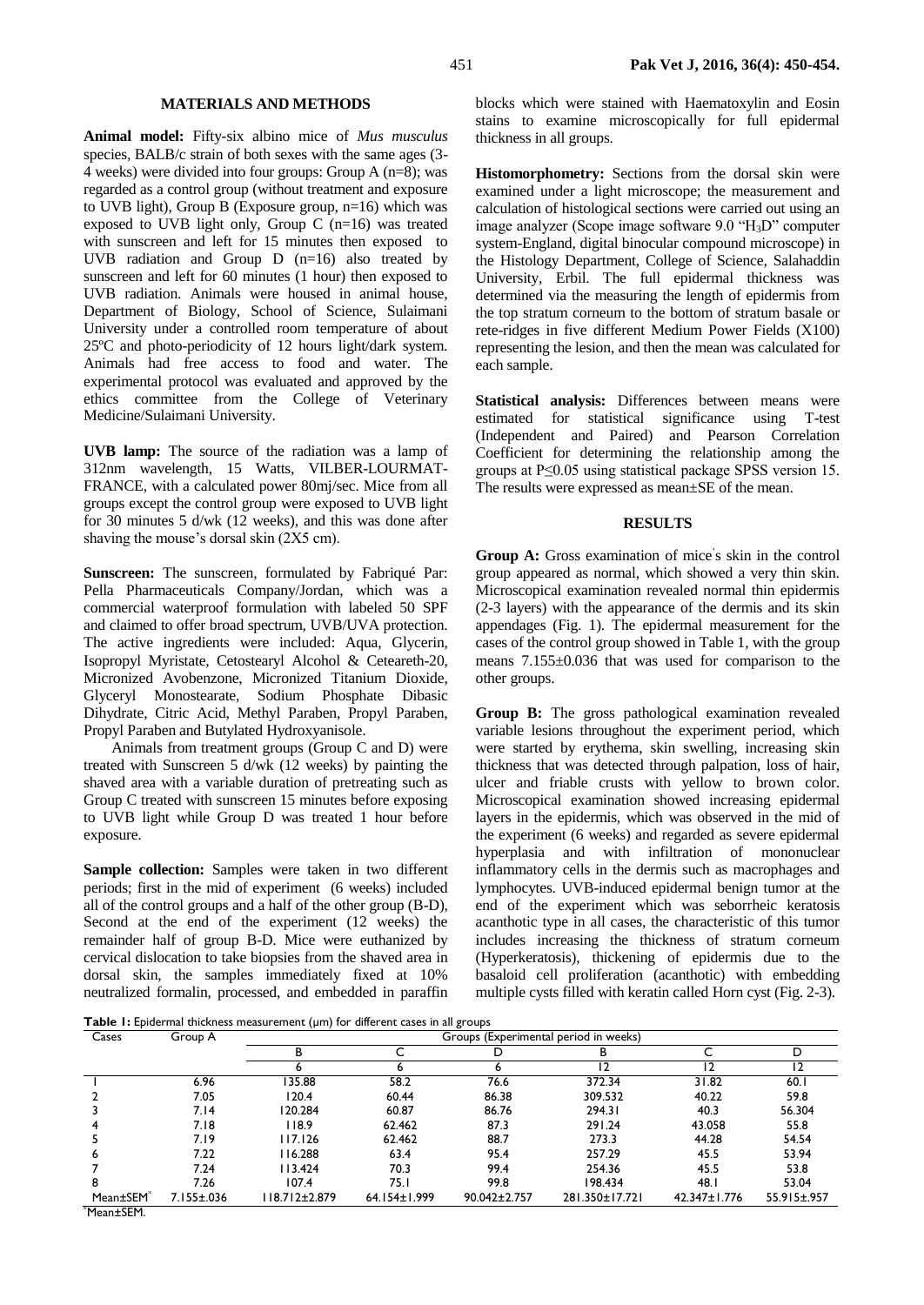## MATERIALS AND METHODS

**Animal model:** Fifty-six albino mice of *Mus musculus* species, BALB/c strain of both sexes with the same ages (3-4 weeks) were divided into four groups: Group A (n=8); was regarded as a control group (without treatment and exposure to UVB light), Group B (Exposure group, n=16) which was exposed to UVB light only, Group C (n=16) was treated with sunscreen and left for 15 minutes then exposed to UVB radiation and Group D (n=16) also treated by sunscreen and left for 60 minutes (1 hour) then exposed to UVB radiation. Animals were housed in animal house, Department of Biology, School of Science, Sulaimani University under a controlled room temperature of about 25ºC and photo-periodicity of 12 hours light/dark system. Animals had free access to food and water. The experimental protocol was evaluated and approved by the ethics committee from the College of Veterinary Medicine/Sulaimani University.

**UVB lamp:** The source of the radiation was a lamp of 312nm wavelength, 15 Watts, VILBER-LOURMAT-FRANCE, with a calculated power 80mj/sec. Mice from all groups except the control group were exposed to UVB light for 30 minutes 5 d/wk (12 weeks), and this was done after shaving the mouse's dorsal skin (2X5 cm).

**Sunscreen:** The sunscreen, formulated by Fabriqué Par: Pella Pharmaceuticals Company/Jordan, which was a commercial waterproof formulation with labeled 50 SPF and claimed to offer broad spectrum, UVB/UVA protection. The active ingredients were included: Aqua, Glycerin, Isopropyl Myristate, Cetostearyl Alcohol & Ceteareth-20, Micronized Avobenzone, Micronized Titanium Dioxide, Glyceryl Monostearate, Sodium Phosphate Dibasic Dihydrate, Citric Acid, Methyl Paraben, Propyl Paraben, Propyl Paraben and Butylated Hydroxyanisole.

Animals from treatment groups (Group C and D) were treated with Sunscreen 5 d/wk (12 weeks) by painting the shaved area with a variable duration of pretreating such as Group C treated with sunscreen 15 minutes before exposing to UVB light while Group D was treated 1 hour before exposure.

**Sample collection:** Samples were taken in two different periods; first in the mid of experiment (6 weeks) included all of the control groups and a half of the other group (B-D), Second at the end of the experiment (12 weeks) the remainder half of group B-D. Mice were euthanized by cervical dislocation to take biopsies from the shaved area in dorsal skin, the samples immediately fixed at 10% neutralized formalin, processed, and embedded in paraffin blocks which were stained with Haematoxylin and Eosin stains to examine microscopically for full epidermal thickness in all groups.

**Histomorphometry:** Sections from the dorsal skin were examined under a light microscope; the measurement and calculation of histological sections were carried out using an image analyzer (Scope image software 9.0 "$H_3D$" computer system-England, digital binocular compound microscope) in the Histology Department, College of Science, Salahaddin University, Erbil. The full epidermal thickness was determined via the measuring the length of epidermis from the top stratum corneum to the bottom of stratum basale or rete-ridges in five different Medium Power Fields (X100) representing the lesion, and then the mean was calculated for each sample.

**Statistical analysis:** Differences between means were estimated for statistical significance using T-test (Independent and Paired) and Pearson Correlation Coefficient for determining the relationship among the groups at $P \leq 0.05$ using statistical package SPSS version 15. The results were expressed as mean±SE of the mean.

## RESULTS

**Group A:** Gross examination of mice's skin in the control group appeared as normal, which showed a very thin skin. Microscopical examination revealed normal thin epidermis (2-3 layers) with the appearance of the dermis and its skin appendages (Fig. 1). The epidermal measurement for the cases of the control group showed in Table 1, with the group means 7.155±0.036 that was used for comparison to the other groups.

**Group B:** The gross pathological examination revealed variable lesions throughout the experiment period, which were started by erythema, skin swelling, increasing skin thickness that was detected through palpation, loss of hair, ulcer and friable crusts with yellow to brown color. Microscopical examination showed increasing epidermal layers in the epidermis, which was observed in the mid of the experiment (6 weeks) and regarded as severe epidermal hyperplasia and with infiltration of mononuclear inflammatory cells in the dermis such as macrophages and lymphocytes. UVB-induced epidermal benign tumor at the end of the experiment which was seborrheic keratosis acanthotic type in all cases, the characteristic of this tumor includes increasing the thickness of stratum corneum (Hyperkeratosis), thickening of epidermis due to the basaloid cell proliferation (acanthotic) with embedding multiple cysts filled with keratin called Horn cyst (Fig. 2-3).

**Table 1:** Epidermal thickness measurement (μm) for different cases in all groups

| Cases | Group A | Groups (Experimental period in weeks) | | | | | |
|---|---|---|---|---|---|---|---|
| | | B | C | D | B | C | D |
| | | 6 | 6 | 6 | 12 | 12 | 12 |
| 1 | 6.96 | 135.88 | 58.2 | 76.6 | 372.34 | 31.82 | 60.1 |
| 2 | 7.05 | 120.4 | 60.44 | 86.38 | 309.532 | 40.22 | 59.8 |
| 3 | 7.14 | 120.284 | 60.87 | 86.76 | 294.31 | 40.3 | 56.304 |
| 4 | 7.18 | 118.9 | 62.462 | 87.3 | 291.24 | 43.058 | 55.8 |
| 5 | 7.19 | 117.126 | 62.462 | 88.7 | 273.3 | 44.28 | 54.54 |
| 6 | 7.22 | 116.288 | 63.4 | 95.4 | 257.29 | 45.5 | 53.94 |
| 7 | 7.24 | 113.424 | 70.3 | 99.4 | 254.36 | 45.5 | 53.8 |
| 8 | 7.26 | 107.4 | 75.1 | 99.8 | 198.434 | 48.1 | 53.04 |
| Mean±SEM* | 7.155±.036 | 118.712±2.879 | 64.154±1.999 | 90.042±2.757 | 281.350±17.721 | 42.347±1.776 | 55.915±.957 |

*Mean±SEM.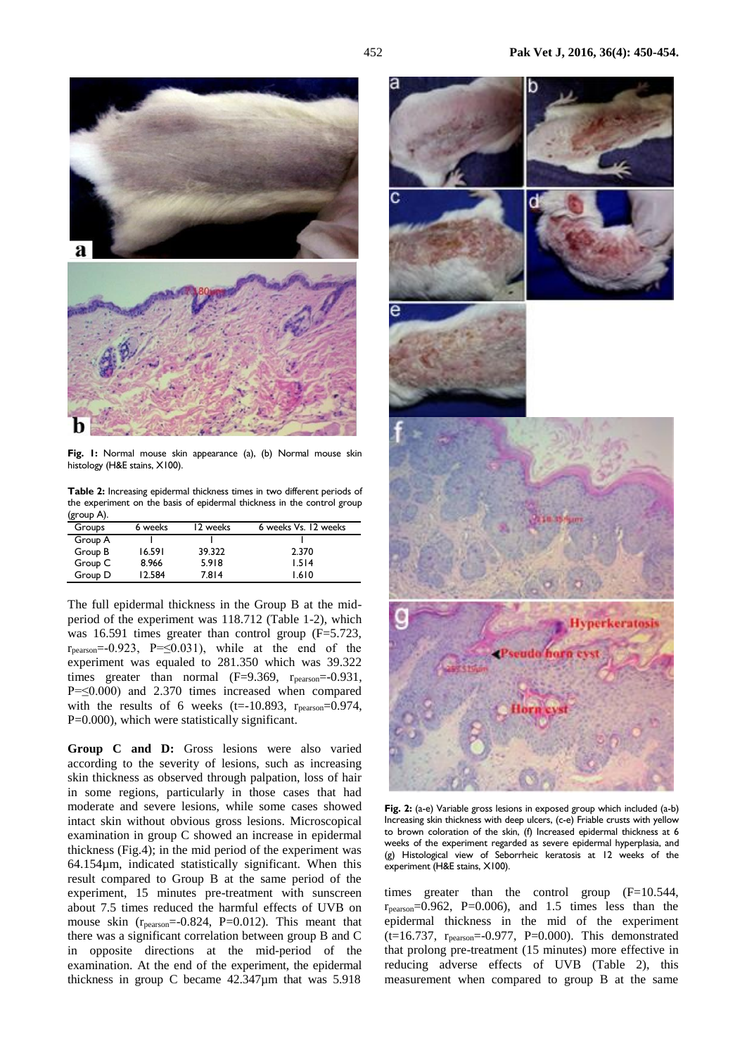**Fig. 1:** Normal mouse skin appearance (a), (b) Normal mouse skin histology (H&E stains, X100).

**Table 2:** Increasing epidermal thickness times in two different periods of the experiment on the basis of epidermal thickness in the control group (group A).

| Groups | 6 weeks | 12 weeks | 6 weeks Vs. 12 weeks |
|---|---|---|---|
| Group A | 1 | 1 | 1 |
| Group B | 16.591 | 39.322 | 2.370 |
| Group C | 8.966 | 5.918 | 1.514 |
| Group D | 12.584 | 7.814 | 1.610 |

The full epidermal thickness in the Group B at the mid-period of the experiment was 118.712 (Table 1-2), which was 16.591 times greater than control group (F=5.723, $r_{pearson}$=-0.923, P=≤0.031), while at the end of the experiment was equaled to 281.350 which was 39.322 times greater than normal (F=9.369, $r_{pearson}$=-0.931, P=≤0.000) and 2.370 times increased when compared with the results of 6 weeks (t=-10.893, $r_{pearson}$=0.974, P=0.000), which were statistically significant.

**Group C and D:** Gross lesions were also varied according to the severity of lesions, such as increasing skin thickness as observed through palpation, loss of hair in some regions, particularly in those cases that had moderate and severe lesions, while some cases showed intact skin without obvious gross lesions. Microscopical examination in group C showed an increase in epidermal thickness (Fig.4); in the mid period of the experiment was 64.154µm, indicated statistically significant. When this result compared to Group B at the same period of the experiment, 15 minutes pre-treatment with sunscreen about 7.5 times reduced the harmful effects of UVB on mouse skin ($r_{pearson}$=-0.824, P=0.012). This meant that there was a significant correlation between group B and C in opposite directions at the mid-period of the examination. At the end of the experiment, the epidermal thickness in group C became 42.347µm that was 5.918 times greater than the control group (F=10.544, $r_{pearson}$=0.962, P=0.006), and 1.5 times less than the epidermal thickness in the mid of the experiment (t=16.737, $r_{pearson}$=-0.977, P=0.000). This demonstrated that prolong pre-treatment (15 minutes) more effective in reducing adverse effects of UVB (Table 2), this measurement when compared to group B at the same

**Fig. 2:** (a-e) Variable gross lesions in exposed group which included (a-b) Increasing skin thickness with deep ulcers, (c-e) Friable crusts with yellow to brown coloration of the skin, (f) Increased epidermal thickness at 6 weeks of the experiment regarded as severe epidermal hyperplasia, and (g) Histological view of Seborrheic keratosis at 12 weeks of the experiment (H&E stains, X100).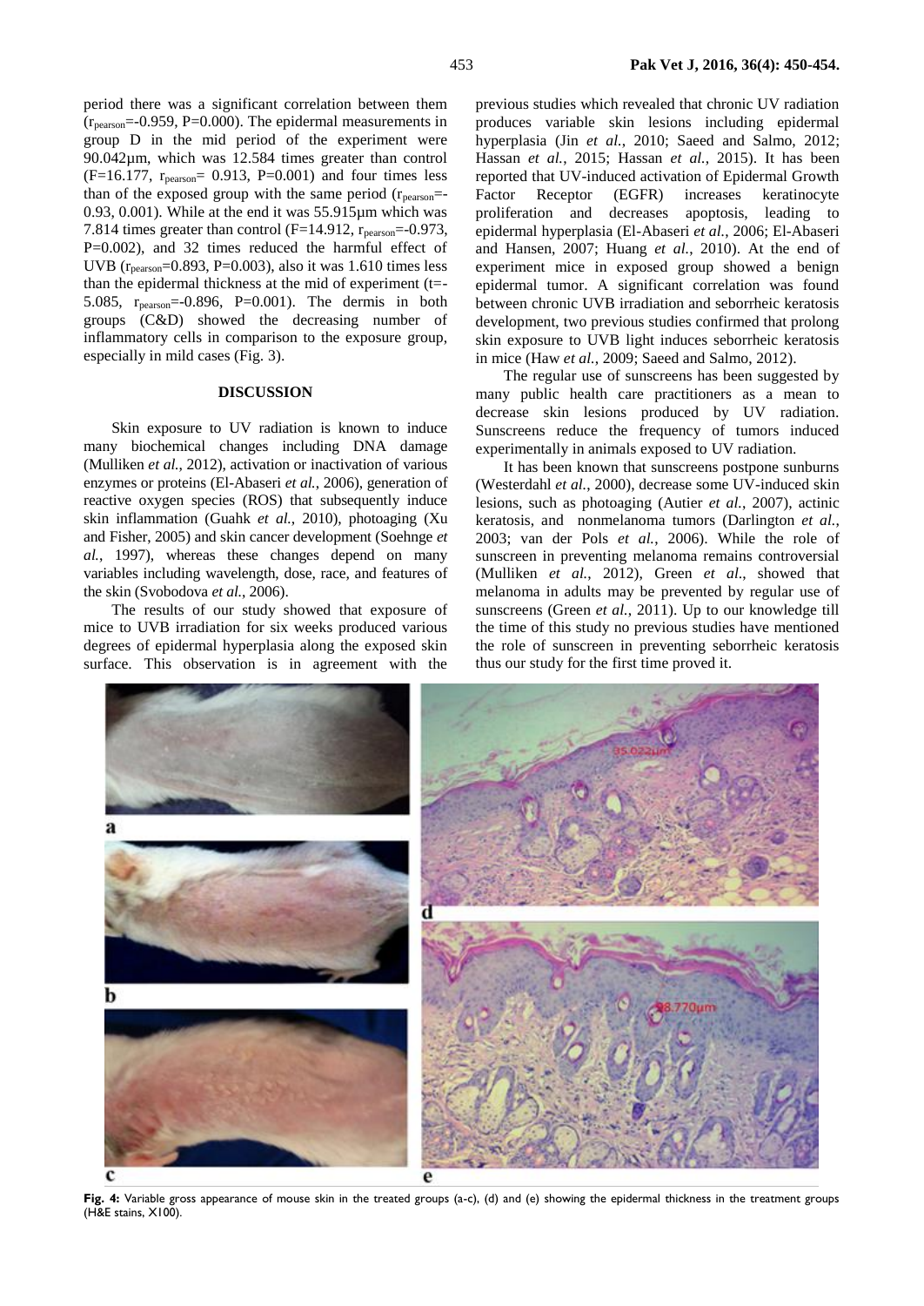period there was a significant correlation between them ($r_{pearson}$=-0.959, P=0.000). The epidermal measurements in group D in the mid period of the experiment were 90.042µm, which was 12.584 times greater than control (F=16.177, $r_{pearson}$= 0.913, P=0.001) and four times less than of the exposed group with the same period ($r_{pearson}$=-0.93, 0.001). While at the end it was 55.915µm which was 7.814 times greater than control (F=14.912, $r_{pearson}$=-0.973, P=0.002), and 32 times reduced the harmful effect of UVB ($r_{pearson}$=0.893, P=0.003), also it was 1.610 times less than the epidermal thickness at the mid of experiment (t=-5.085, $r_{pearson}$=-0.896, P=0.001). The dermis in both groups (C&D) showed the decreasing number of inflammatory cells in comparison to the exposure group, especially in mild cases (Fig. 3).

## DISCUSSION

Skin exposure to UV radiation is known to induce many biochemical changes including DNA damage (Mulliken *et al.*, 2012), activation or inactivation of various enzymes or proteins (El-Abaseri *et al.*, 2006), generation of reactive oxygen species (ROS) that subsequently induce skin inflammation (Guahk *et al.*, 2010), photoaging (Xu and Fisher, 2005) and skin cancer development (Soehnge *et al.*, 1997), whereas these changes depend on many variables including wavelength, dose, race, and features of the skin (Svobodova *et al.*, 2006).

The results of our study showed that exposure of mice to UVB irradiation for six weeks produced various degrees of epidermal hyperplasia along the exposed skin surface. This observation is in agreement with the previous studies which revealed that chronic UV radiation produces variable skin lesions including epidermal hyperplasia (Jin *et al.*, 2010; Saeed and Salmo, 2012; Hassan *et al.*, 2015; Hassan *et al.*, 2015). It has been reported that UV-induced activation of Epidermal Growth Factor Receptor (EGFR) increases keratinocyte proliferation and decreases apoptosis, leading to epidermal hyperplasia (El-Abaseri *et al.*, 2006; El-Abaseri and Hansen, 2007; Huang *et al.*, 2010). At the end of experiment mice in exposed group showed a benign epidermal tumor. A significant correlation was found between chronic UVB irradiation and seborrheic keratosis development, two previous studies confirmed that prolong skin exposure to UVB light induces seborrheic keratosis in mice (Haw *et al.*, 2009; Saeed and Salmo, 2012).

The regular use of sunscreens has been suggested by many public health care practitioners as a mean to decrease skin lesions produced by UV radiation. Sunscreens reduce the frequency of tumors induced experimentally in animals exposed to UV radiation.

It has been known that sunscreens postpone sunburns (Westerdahl *et al.*, 2000), decrease some UV-induced skin lesions, such as photoaging (Autier *et al.*, 2007), actinic keratosis, and nonmelanoma tumors (Darlington *et al.*, 2003; van der Pols *et al.*, 2006). While the role of sunscreen in preventing melanoma remains controversial (Mulliken *et al.*, 2012), Green *et al.*, showed that melanoma in adults may be prevented by regular use of sunscreens (Green *et al.*, 2011). Up to our knowledge till the time of this study no previous studies have mentioned the role of sunscreen in preventing seborrheic keratosis thus our study for the first time proved it.

**Fig. 4:** Variable gross appearance of mouse skin in the treated groups (a-c), (d) and (e) showing the epidermal thickness in the treatment groups (H&E stains, X100).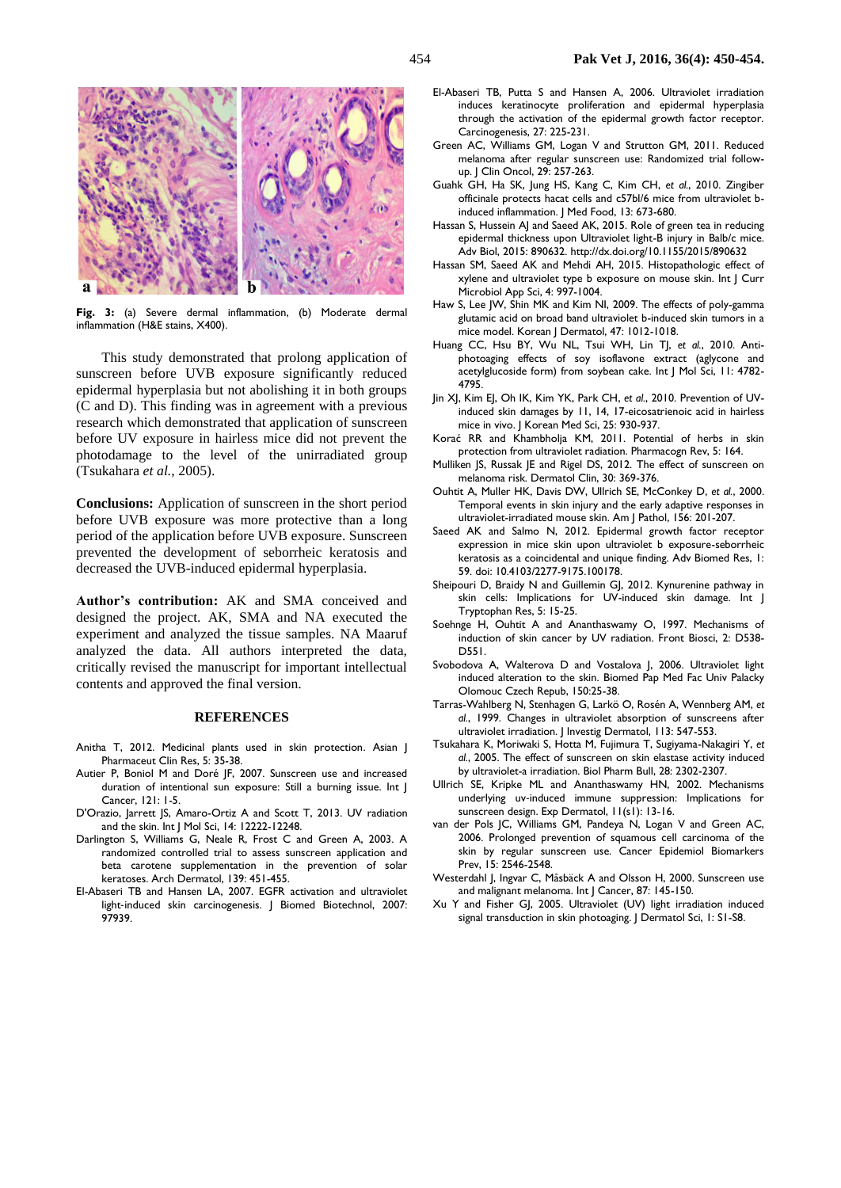Fig. 3: (a) Severe dermal inflammation, (b) Moderate dermal inflammation (H&E stains, X400).

This study demonstrated that prolong application of sunscreen before UVB exposure significantly reduced epidermal hyperplasia but not abolishing it in both groups (C and D). This finding was in agreement with a previous research which demonstrated that application of sunscreen before UV exposure in hairless mice did not prevent the photodamage to the level of the unirradiated group (Tsukahara *et al.*, 2005).

**Conclusions:** Application of sunscreen in the short period before UVB exposure was more protective than a long period of the application before UVB exposure. Sunscreen prevented the development of seborrheic keratosis and decreased the UVB-induced epidermal hyperplasia.

**Author's contribution:** AK and SMA conceived and designed the project. AK, SMA and NA executed the experiment and analyzed the tissue samples. NA Maaruf analyzed the data. All authors interpreted the data, critically revised the manuscript for important intellectual contents and approved the final version.

## REFERENCES

Anitha T, 2012. Medicinal plants used in skin protection. Asian J Pharmaceut Clin Res, 5: 35-38.

Autier P, Boniol M and Doré JF, 2007. Sunscreen use and increased duration of intentional sun exposure: Still a burning issue. Int J Cancer, 121: 1-5.

D'Orazio, Jarrett JS, Amaro-Ortiz A and Scott T, 2013. UV radiation and the skin. Int J Mol Sci, 14: 12222-12248.

Darlington S, Williams G, Neale R, Frost C and Green A, 2003. A randomized controlled trial to assess sunscreen application and beta carotene supplementation in the prevention of solar keratoses. Arch Dermatol, 139: 451-455.

El-Abaseri TB and Hansen LA, 2007. EGFR activation and ultraviolet light-induced skin carcinogenesis. J Biomed Biotechnol, 2007: 97939.

El-Abaseri TB, Putta S and Hansen A, 2006. Ultraviolet irradiation induces keratinocyte proliferation and epidermal hyperplasia through the activation of the epidermal growth factor receptor. Carcinogenesis, 27: 225-231.

Green AC, Williams GM, Logan V and Strutton GM, 2011. Reduced melanoma after regular sunscreen use: Randomized trial follow-up. J Clin Oncol, 29: 257-263.

Guahk GH, Ha SK, Jung HS, Kang C, Kim CH, *et al.*, 2010. Zingiber officinale protects hacat cells and c57bl/6 mice from ultraviolet b-induced inflammation. J Med Food, 13: 673-680.

Hassan S, Hussein AJ and Saeed AK, 2015. Role of green tea in reducing epidermal thickness upon Ultraviolet light-B injury in Balb/c mice. Adv Biol, 2015: 890632. http://dx.doi.org/10.1155/2015/890632

Hassan SM, Saeed AK and Mehdi AH, 2015. Histopathologic effect of xylene and ultraviolet type b exposure on mouse skin. Int J Curr Microbiol App Sci, 4: 997-1004.

Haw S, Lee JW, Shin MK and Kim NI, 2009. The effects of poly-gamma glutamic acid on broad band ultraviolet b-induced skin tumors in a mice model. Korean J Dermatol, 47: 1012-1018.

Huang CC, Hsu BY, Wu NL, Tsui WH, Lin TJ, *et al.*, 2010. Anti-photoaging effects of soy isoflavone extract (aglycone and acetylglucoside form) from soybean cake. Int J Mol Sci, 11: 4782-4795.

Jin XJ, Kim EJ, Oh IK, Kim YK, Park CH, *et al.*, 2010. Prevention of UV-induced skin damages by 11, 14, 17-eicosatrienoic acid in hairless mice in vivo. J Korean Med Sci, 25: 930-937.

Korać RR and Khambholja KM, 2011. Potential of herbs in skin protection from ultraviolet radiation. Pharmacogn Rev, 5: 164.

Mulliken JS, Russak JE and Rigel DS, 2012. The effect of sunscreen on melanoma risk. Dermatol Clin, 30: 369-376.

Ouhtit A, Muller HK, Davis DW, Ullrich SE, McConkey D, *et al.*, 2000. Temporal events in skin injury and the early adaptive responses in ultraviolet-irradiated mouse skin. Am J Pathol, 156: 201-207.

Saeed AK and Salmo N, 2012. Epidermal growth factor receptor expression in mice skin upon ultraviolet b exposure-seborrheic keratosis as a coincidental and unique finding. Adv Biomed Res, 1: 59. doi: 10.4103/2277-9175.100178.

Sheipouri D, Braidy N and Guillemin GJ, 2012. Kynurenine pathway in skin cells: Implications for UV-induced skin damage. Int J Tryptophan Res, 5: 15-25.

Soehnge H, Ouhtit A and Ananthaswamy O, 1997. Mechanisms of induction of skin cancer by UV radiation. Front Biosci, 2: D538-D551.

Svobodova A, Walterova D and Vostalova J, 2006. Ultraviolet light induced alteration to the skin. Biomed Pap Med Fac Univ Palacky Olomouc Czech Repub, 150:25-38.

Tarras-Wahlberg N, Stenhagen G, Larkö O, Rosén A, Wennberg AM, *et al.*, 1999. Changes in ultraviolet absorption of sunscreens after ultraviolet irradiation. J Investig Dermatol, 113: 547-553.

Tsukahara K, Moriwaki S, Hotta M, Fujimura T, Sugiyama-Nakagiri Y, *et al.*, 2005. The effect of sunscreen on skin elastase activity induced by ultraviolet-a irradiation. Biol Pharm Bull, 28: 2302-2307.

Ullrich SE, Kripke ML and Ananthaswamy HN, 2002. Mechanisms underlying uv-induced immune suppression: Implications for sunscreen design. Exp Dermatol, 11(s1): 13-16.

van der Pols JC, Williams GM, Pandeya N, Logan V and Green AC, 2006. Prolonged prevention of squamous cell carcinoma of the skin by regular sunscreen use. Cancer Epidemiol Biomarkers Prev, 15: 2546-2548.

Westerdahl J, Ingvar C, Måsbäck A and Olsson H, 2000. Sunscreen use and malignant melanoma. Int J Cancer, 87: 145-150.

Xu Y and Fisher GJ, 2005. Ultraviolet (UV) light irradiation induced signal transduction in skin photoaging. J Dermatol Sci, 1: S1-S8.